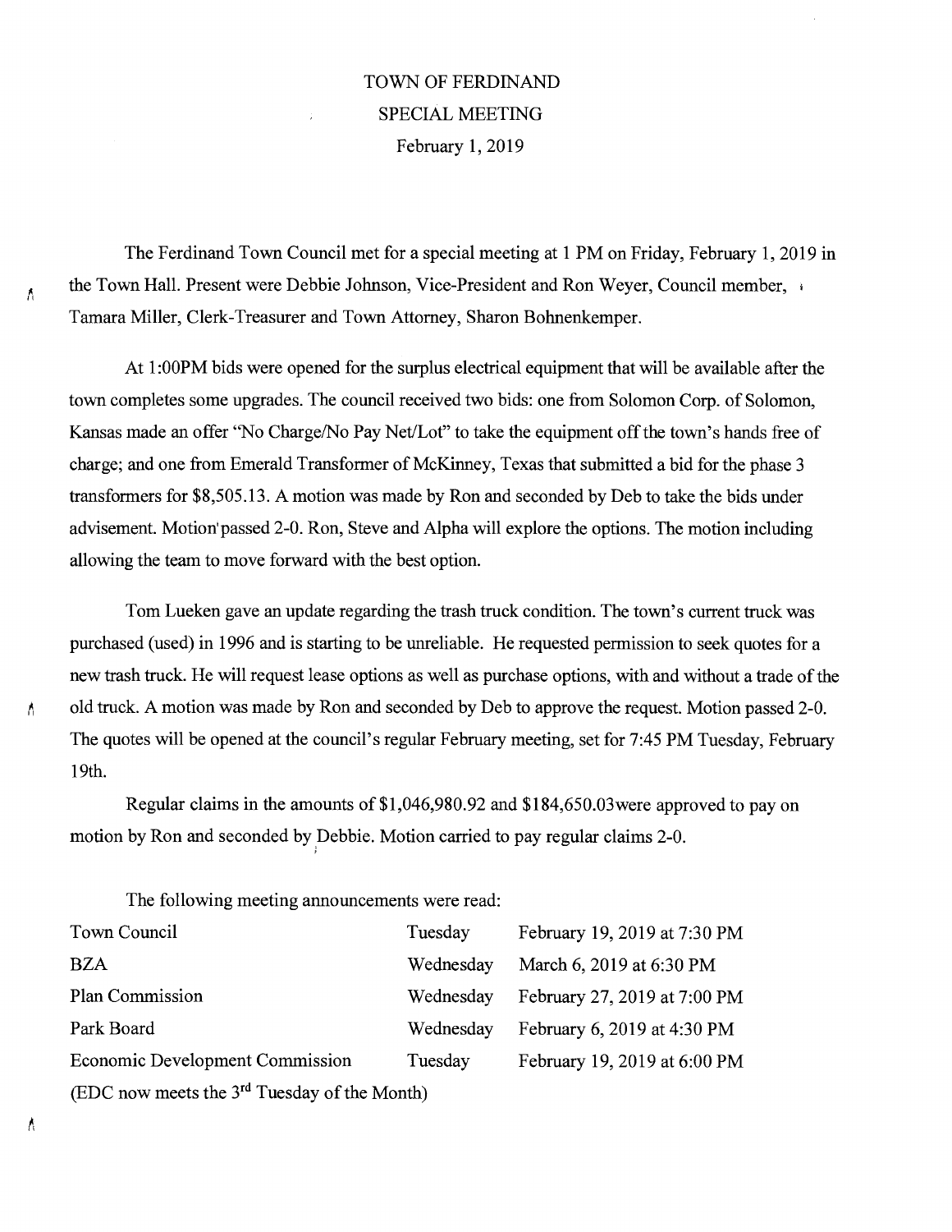# TOWN OF FERDINAND
## SPECIAL MEETING
### February 1, 2019

The Ferdinand Town Council met for a special meeting at 1 PM on Friday, February 1, 2019 in the Town Hall. Present were Debbie Johnson, Vice-President and Ron Weyer, Council member, Tamara Miller, Clerk-Treasurer and Town Attorney, Sharon Bohnenkemper.

At 1:00PM bids were opened for the surplus electrical equipment that will be available after the town completes some upgrades. The council received two bids: one from Solomon Corp. of Solomon, Kansas made an offer "No Charge/No Pay Net/Lot" to take the equipment off the town's hands free of charge; and one from Emerald Transformer of McKinney, Texas that submitted a bid for the phase 3 transformers for $8,505.13. A motion was made by Ron and seconded by Deb to take the bids under advisement. Motion passed 2-0. Ron, Steve and Alpha will explore the options. The motion including allowing the team to move forward with the best option.

Tom Lueken gave an update regarding the trash truck condition. The town's current truck was purchased (used) in 1996 and is starting to be unreliable. He requested permission to seek quotes for a new trash truck. He will request lease options as well as purchase options, with and without a trade of the old truck. A motion was made by Ron and seconded by Deb to approve the request. Motion passed 2-0. The quotes will be opened at the council's regular February meeting, set for 7:45 PM Tuesday, February 19th.

Regular claims in the amounts of $1,046,980.92 and $184,650.03were approved to pay on motion by Ron and seconded by Debbie. Motion carried to pay regular claims 2-0.

The following meeting announcements were read:

| | | |
|---|---|---|
| Town Council | Tuesday | February 19, 2019 at 7:30 PM |
| BZA | Wednesday | March 6, 2019 at 6:30 PM |
| Plan Commission | Wednesday | February 27, 2019 at 7:00 PM |
| Park Board | Wednesday | February 6, 2019 at 4:30 PM |
| Economic Development Commission | Tuesday | February 19, 2019 at 6:00 PM |

(EDC now meets the 3rd Tuesday of the Month)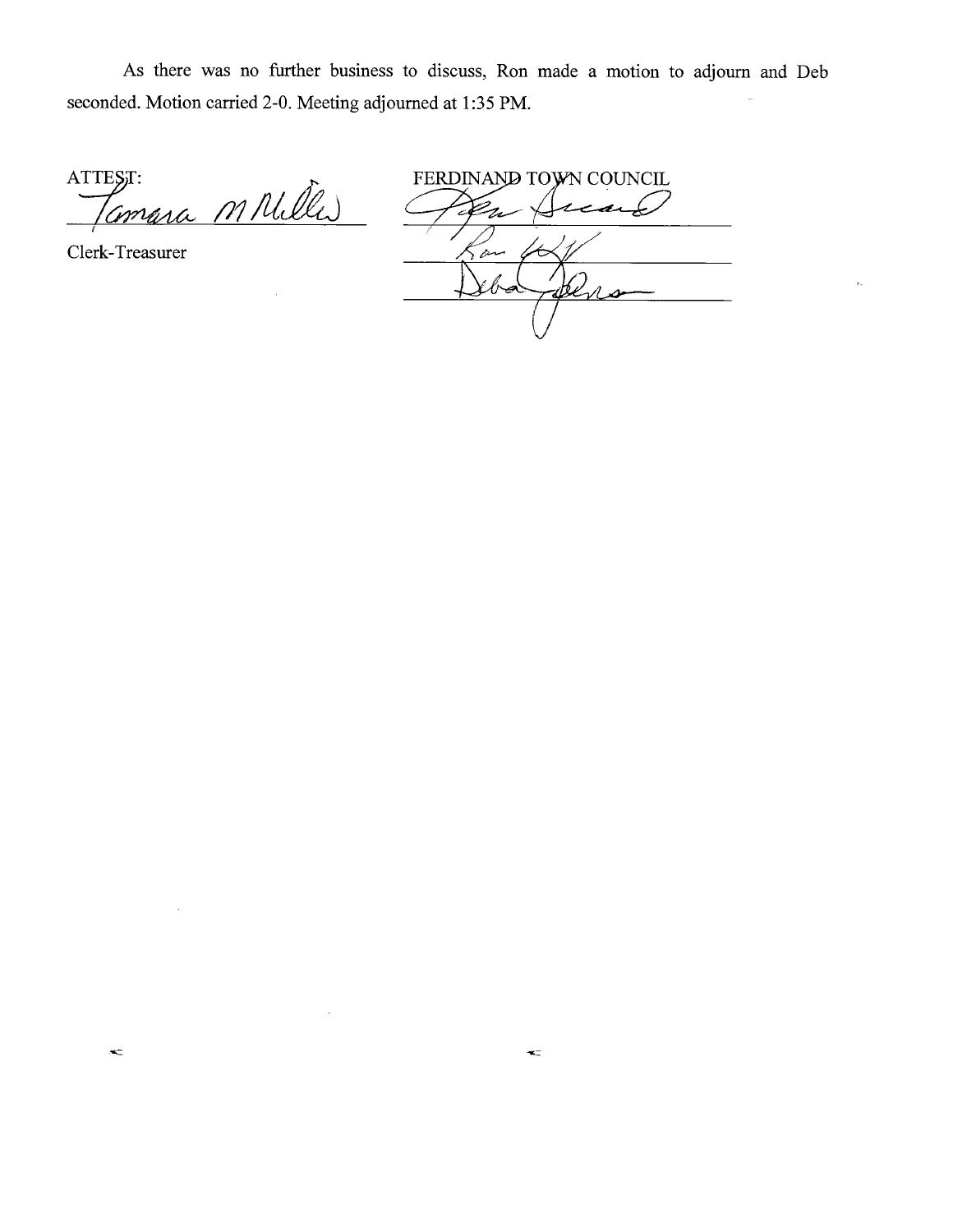As there was no further business to discuss, Ron made a motion to adjourn and Deb seconded. Motion carried 2-0. Meeting adjourned at 1:35 PM.

ATTEST:

Clerk-Treasurer

FERDINAND TOWN COUNCIL